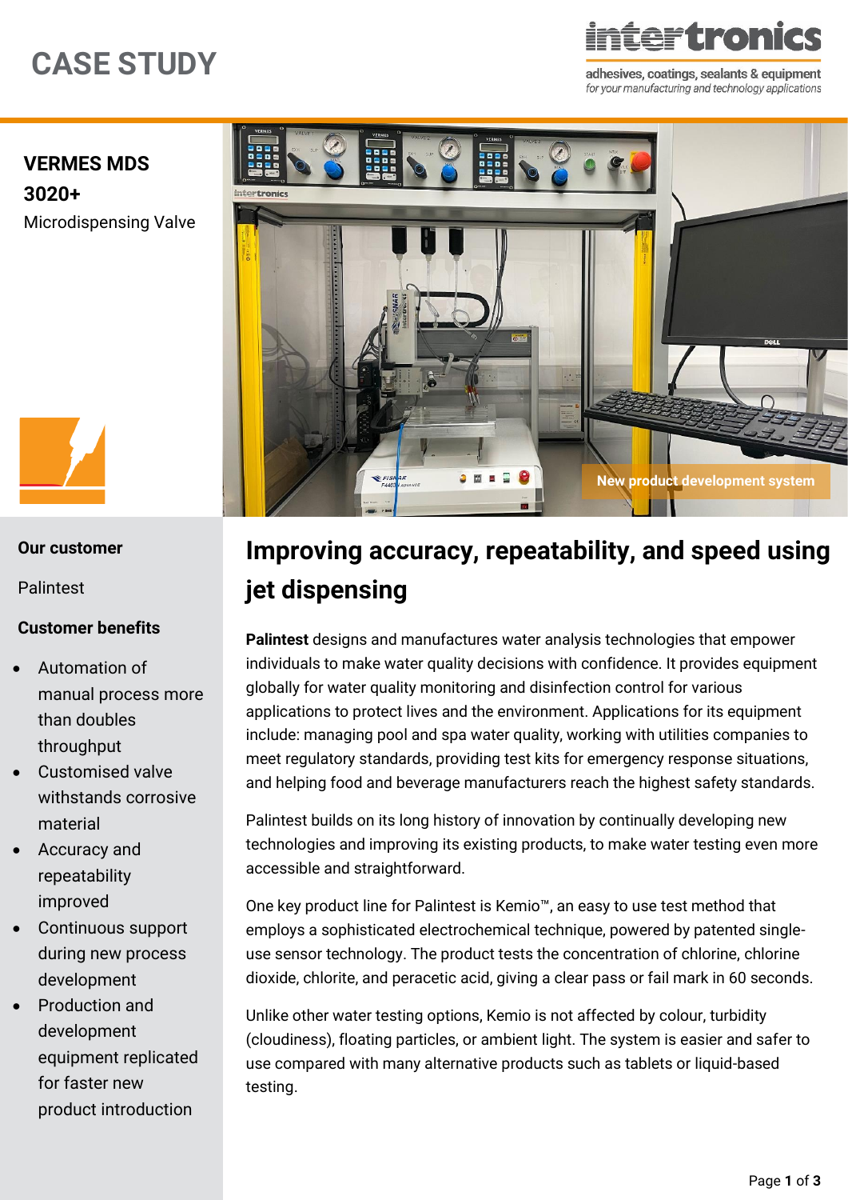# CASE STUDY

intertronics
adhesives, coatings, sealants & equipment
*for your manufacturing and technology applications*

**VERMES MDS 3020+**

Microdispensing Valve

New product development system

### Our customer

Palintest

### Customer benefits

- Automation of manual process more than doubles throughput
- Customised valve withstands corrosive material
- Accuracy and repeatability improved
- Continuous support during new process development
- Production and development equipment replicated for faster new product introduction

## Improving accuracy, repeatability, and speed using jet dispensing

**Palintest** designs and manufactures water analysis technologies that empower individuals to make water quality decisions with confidence. It provides equipment globally for water quality monitoring and disinfection control for various applications to protect lives and the environment. Applications for its equipment include: managing pool and spa water quality, working with utilities companies to meet regulatory standards, providing test kits for emergency response situations, and helping food and beverage manufacturers reach the highest safety standards.

Palintest builds on its long history of innovation by continually developing new technologies and improving its existing products, to make water testing even more accessible and straightforward.

One key product line for Palintest is Kemio™, an easy to use test method that employs a sophisticated electrochemical technique, powered by patented single-use sensor technology. The product tests the concentration of chlorine, chlorine dioxide, chlorite, and peracetic acid, giving a clear pass or fail mark in 60 seconds.

Unlike other water testing options, Kemio is not affected by colour, turbidity (cloudiness), floating particles, or ambient light. The system is easier and safer to use compared with many alternative products such as tablets or liquid-based testing.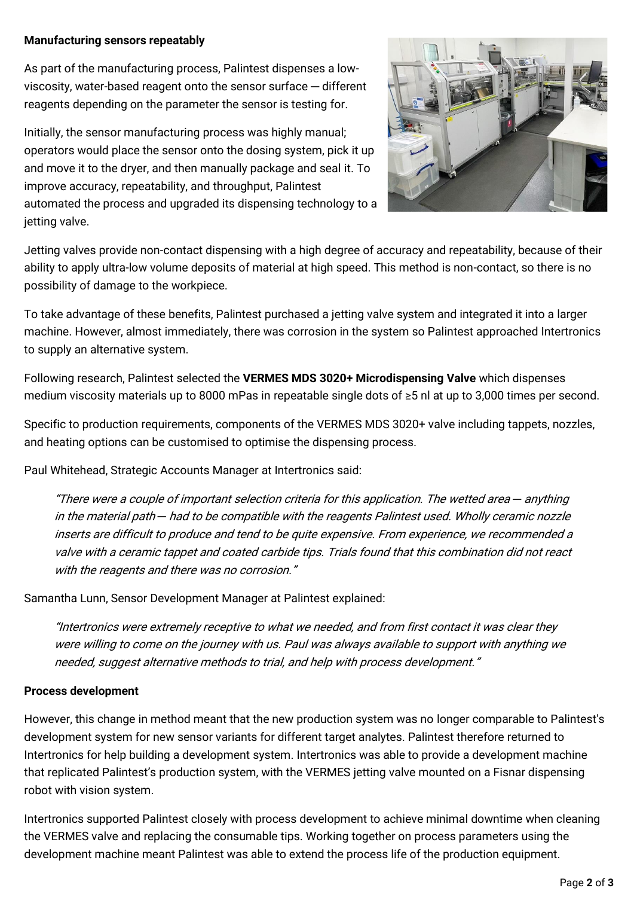**Manufacturing sensors repeatably**

As part of the manufacturing process, Palintest dispenses a low-viscosity, water-based reagent onto the sensor surface — different reagents depending on the parameter the sensor is testing for.

Initially, the sensor manufacturing process was highly manual; operators would place the sensor onto the dosing system, pick it up and move it to the dryer, and then manually package and seal it. To improve accuracy, repeatability, and throughput, Palintest automated the process and upgraded its dispensing technology to a jetting valve.

Jetting valves provide non-contact dispensing with a high degree of accuracy and repeatability, because of their ability to apply ultra-low volume deposits of material at high speed. This method is non-contact, so there is no possibility of damage to the workpiece.

To take advantage of these benefits, Palintest purchased a jetting valve system and integrated it into a larger machine. However, almost immediately, there was corrosion in the system so Palintest approached Intertronics to supply an alternative system.

Following research, Palintest selected the **VERMES MDS 3020+ Microdispensing Valve** which dispenses medium viscosity materials up to 8000 mPas in repeatable single dots of ≥5 nl at up to 3,000 times per second.

Specific to production requirements, components of the VERMES MDS 3020+ valve including tappets, nozzles, and heating options can be customised to optimise the dispensing process.

Paul Whitehead, Strategic Accounts Manager at Intertronics said:

> *"There were a couple of important selection criteria for this application. The wetted area — anything in the material path — had to be compatible with the reagents Palintest used. Wholly ceramic nozzle inserts are difficult to produce and tend to be quite expensive. From experience, we recommended a valve with a ceramic tappet and coated carbide tips. Trials found that this combination did not react with the reagents and there was no corrosion."*

Samantha Lunn, Sensor Development Manager at Palintest explained:

> *"Intertronics were extremely receptive to what we needed, and from first contact it was clear they were willing to come on the journey with us. Paul was always available to support with anything we needed, suggest alternative methods to trial, and help with process development."*

**Process development**

However, this change in method meant that the new production system was no longer comparable to Palintest's development system for new sensor variants for different target analytes. Palintest therefore returned to Intertronics for help building a development system. Intertronics was able to provide a development machine that replicated Palintest's production system, with the VERMES jetting valve mounted on a Fisnar dispensing robot with vision system.

Intertronics supported Palintest closely with process development to achieve minimal downtime when cleaning the VERMES valve and replacing the consumable tips. Working together on process parameters using the development machine meant Palintest was able to extend the process life of the production equipment.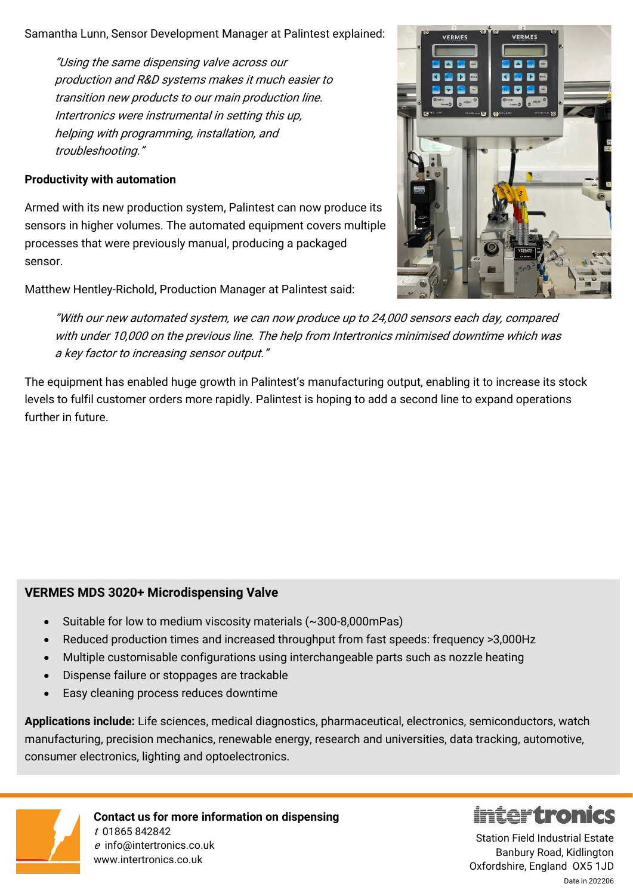Samantha Lunn, Sensor Development Manager at Palintest explained:

> *"Using the same dispensing valve across our production and R&D systems makes it much easier to transition new products to our main production line. Intertronics were instrumental in setting this up, helping with programming, installation, and troubleshooting."*

**Productivity with automation**

Armed with its new production system, Palintest can now produce its sensors in higher volumes. The automated equipment covers multiple processes that were previously manual, producing a packaged sensor.

Matthew Hentley-Richold, Production Manager at Palintest said:

> *"With our new automated system, we can now produce up to 24,000 sensors each day, compared with under 10,000 on the previous line. The help from Intertronics minimised downtime which was a key factor to increasing sensor output."*

The equipment has enabled huge growth in Palintest's manufacturing output, enabling it to increase its stock levels to fulfil customer orders more rapidly. Palintest is hoping to add a second line to expand operations further in future.

**VERMES MDS 3020+ Microdispensing Valve**

- Suitable for low to medium viscosity materials (~300-8,000mPas)
- Reduced production times and increased throughput from fast speeds: frequency >3,000Hz
- Multiple customisable configurations using interchangeable parts such as nozzle heating
- Dispense failure or stoppages are trackable
- Easy cleaning process reduces downtime

**Applications include:** Life sciences, medical diagnostics, pharmaceutical, electronics, semiconductors, watch manufacturing, precision mechanics, renewable energy, research and universities, data tracking, automotive, consumer electronics, lighting and optoelectronics.

**Contact us for more information on dispensing**
*t* 01865 842842
*e* info@intertronics.co.uk
www.intertronics.co.uk

intertronics
Station Field Industrial Estate
Banbury Road, Kidlington
Oxfordshire, England OX5 1JD

Date in 202206